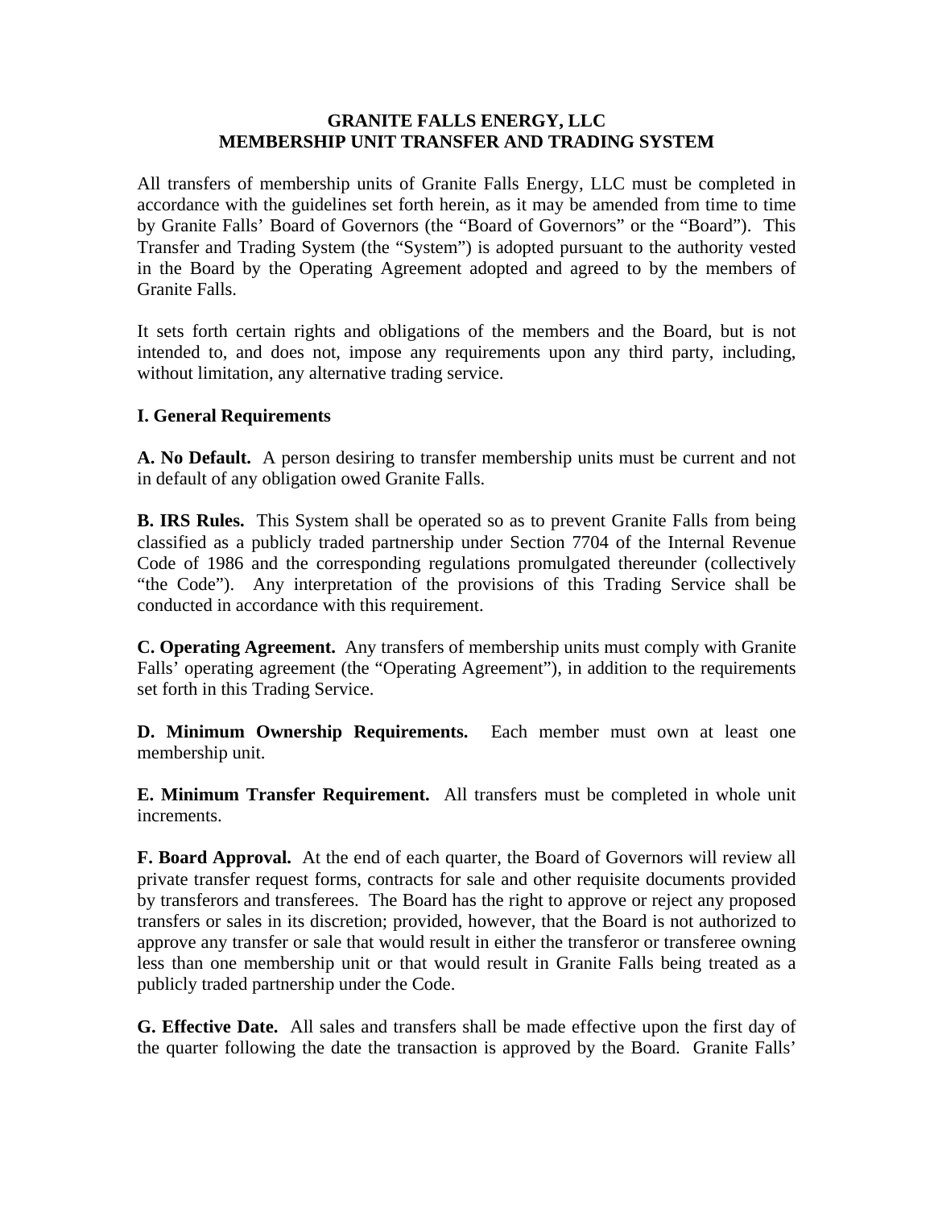# GRANITE FALLS ENERGY, LLC
# MEMBERSHIP UNIT TRANSFER AND TRADING SYSTEM

All transfers of membership units of Granite Falls Energy, LLC must be completed in accordance with the guidelines set forth herein, as it may be amended from time to time by Granite Falls' Board of Governors (the "Board of Governors" or the "Board"). This Transfer and Trading System (the "System") is adopted pursuant to the authority vested in the Board by the Operating Agreement adopted and agreed to by the members of Granite Falls.

It sets forth certain rights and obligations of the members and the Board, but is not intended to, and does not, impose any requirements upon any third party, including, without limitation, any alternative trading service.

## I. General Requirements

**A. No Default.** A person desiring to transfer membership units must be current and not in default of any obligation owed Granite Falls.

**B. IRS Rules.** This System shall be operated so as to prevent Granite Falls from being classified as a publicly traded partnership under Section 7704 of the Internal Revenue Code of 1986 and the corresponding regulations promulgated thereunder (collectively "the Code"). Any interpretation of the provisions of this Trading Service shall be conducted in accordance with this requirement.

**C. Operating Agreement.** Any transfers of membership units must comply with Granite Falls' operating agreement (the "Operating Agreement"), in addition to the requirements set forth in this Trading Service.

**D. Minimum Ownership Requirements.** Each member must own at least one membership unit.

**E. Minimum Transfer Requirement.** All transfers must be completed in whole unit increments.

**F. Board Approval.** At the end of each quarter, the Board of Governors will review all private transfer request forms, contracts for sale and other requisite documents provided by transferors and transferees. The Board has the right to approve or reject any proposed transfers or sales in its discretion; provided, however, that the Board is not authorized to approve any transfer or sale that would result in either the transferor or transferee owning less than one membership unit or that would result in Granite Falls being treated as a publicly traded partnership under the Code.

**G. Effective Date.** All sales and transfers shall be made effective upon the first day of the quarter following the date the transaction is approved by the Board. Granite Falls'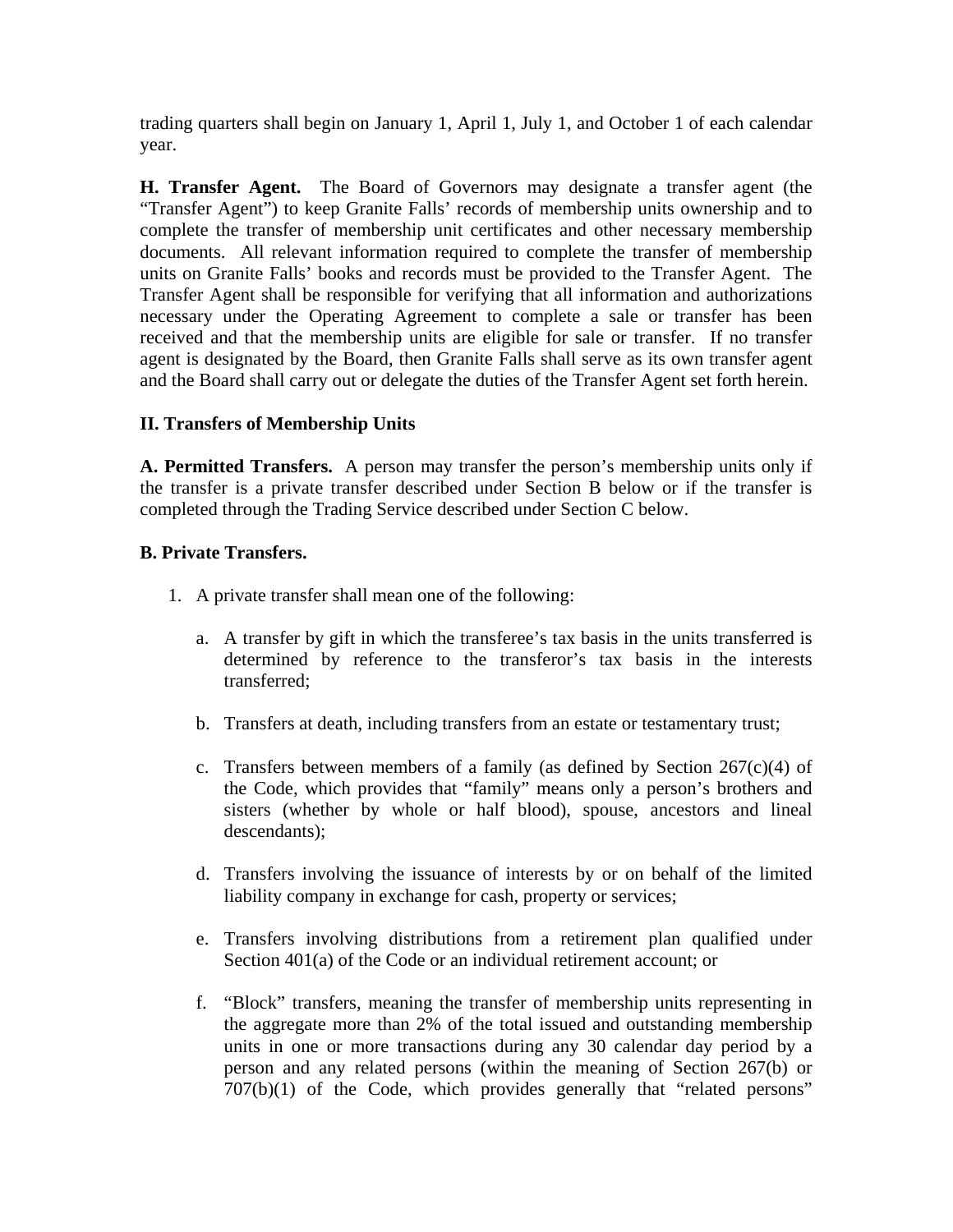trading quarters shall begin on January 1, April 1, July 1, and October 1 of each calendar year.

**H. Transfer Agent.** The Board of Governors may designate a transfer agent (the "Transfer Agent") to keep Granite Falls' records of membership units ownership and to complete the transfer of membership unit certificates and other necessary membership documents. All relevant information required to complete the transfer of membership units on Granite Falls' books and records must be provided to the Transfer Agent. The Transfer Agent shall be responsible for verifying that all information and authorizations necessary under the Operating Agreement to complete a sale or transfer has been received and that the membership units are eligible for sale or transfer. If no transfer agent is designated by the Board, then Granite Falls shall serve as its own transfer agent and the Board shall carry out or delegate the duties of the Transfer Agent set forth herein.

**II. Transfers of Membership Units**

**A. Permitted Transfers.** A person may transfer the person's membership units only if the transfer is a private transfer described under Section B below or if the transfer is completed through the Trading Service described under Section C below.

**B. Private Transfers.**

1. A private transfer shall mean one of the following:

    a. A transfer by gift in which the transferee's tax basis in the units transferred is determined by reference to the transferor's tax basis in the interests transferred;

    b. Transfers at death, including transfers from an estate or testamentary trust;

    c. Transfers between members of a family (as defined by Section 267(c)(4) of the Code, which provides that "family" means only a person's brothers and sisters (whether by whole or half blood), spouse, ancestors and lineal descendants);

    d. Transfers involving the issuance of interests by or on behalf of the limited liability company in exchange for cash, property or services;

    e. Transfers involving distributions from a retirement plan qualified under Section 401(a) of the Code or an individual retirement account; or

    f. "Block" transfers, meaning the transfer of membership units representing in the aggregate more than 2% of the total issued and outstanding membership units in one or more transactions during any 30 calendar day period by a person and any related persons (within the meaning of Section 267(b) or 707(b)(1) of the Code, which provides generally that "related persons"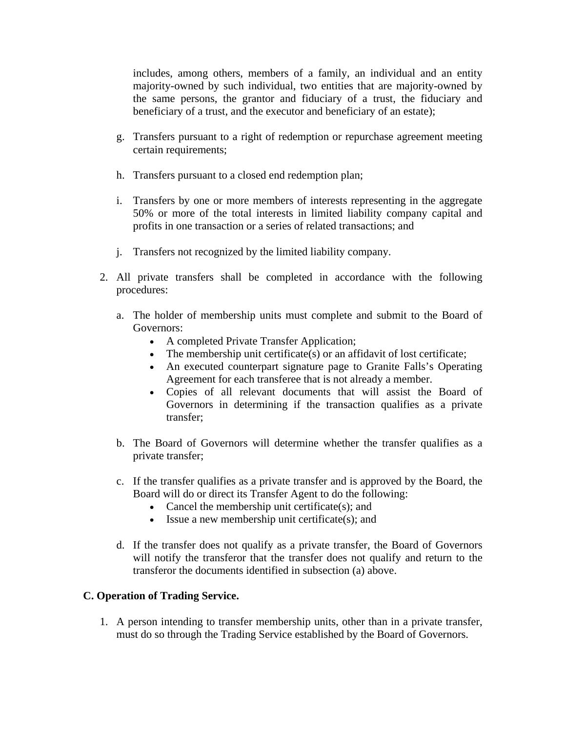includes, among others, members of a family, an individual and an entity majority-owned by such individual, two entities that are majority-owned by the same persons, the grantor and fiduciary of a trust, the fiduciary and beneficiary of a trust, and the executor and beneficiary of an estate);

g. Transfers pursuant to a right of redemption or repurchase agreement meeting certain requirements;

h. Transfers pursuant to a closed end redemption plan;

i. Transfers by one or more members of interests representing in the aggregate 50% or more of the total interests in limited liability company capital and profits in one transaction or a series of related transactions; and

j. Transfers not recognized by the limited liability company.

2. All private transfers shall be completed in accordance with the following procedures:

   a. The holder of membership units must complete and submit to the Board of Governors:
      - A completed Private Transfer Application;
      - The membership unit certificate(s) or an affidavit of lost certificate;
      - An executed counterpart signature page to Granite Falls's Operating Agreement for each transferee that is not already a member.
      - Copies of all relevant documents that will assist the Board of Governors in determining if the transaction qualifies as a private transfer;

   b. The Board of Governors will determine whether the transfer qualifies as a private transfer;

   c. If the transfer qualifies as a private transfer and is approved by the Board, the Board will do or direct its Transfer Agent to do the following:
      - Cancel the membership unit certificate(s); and
      - Issue a new membership unit certificate(s); and

   d. If the transfer does not qualify as a private transfer, the Board of Governors will notify the transferor that the transfer does not qualify and return to the transferor the documents identified in subsection (a) above.

**C. Operation of Trading Service.**

1. A person intending to transfer membership units, other than in a private transfer, must do so through the Trading Service established by the Board of Governors.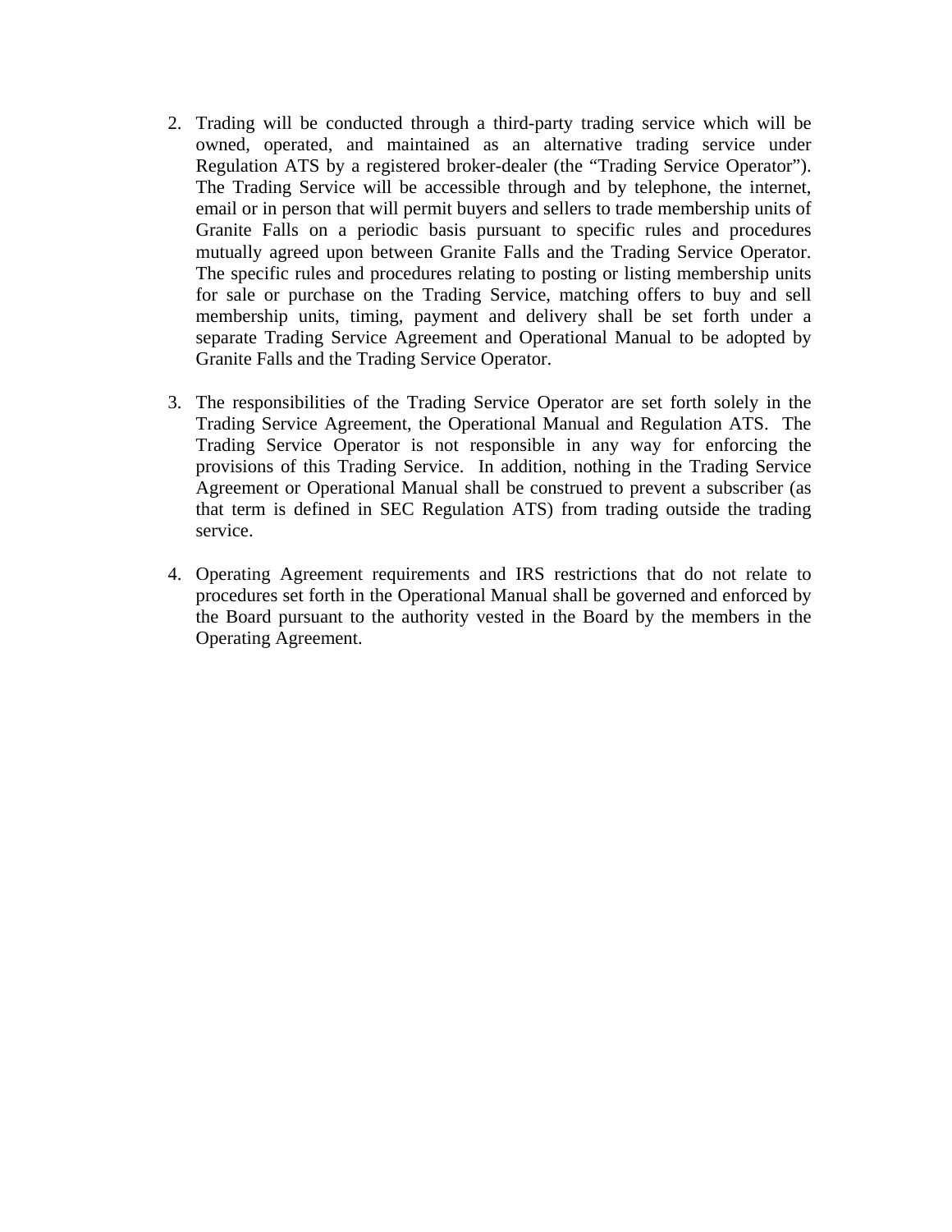2. Trading will be conducted through a third-party trading service which will be owned, operated, and maintained as an alternative trading service under Regulation ATS by a registered broker-dealer (the "Trading Service Operator"). The Trading Service will be accessible through and by telephone, the internet, email or in person that will permit buyers and sellers to trade membership units of Granite Falls on a periodic basis pursuant to specific rules and procedures mutually agreed upon between Granite Falls and the Trading Service Operator. The specific rules and procedures relating to posting or listing membership units for sale or purchase on the Trading Service, matching offers to buy and sell membership units, timing, payment and delivery shall be set forth under a separate Trading Service Agreement and Operational Manual to be adopted by Granite Falls and the Trading Service Operator.

3. The responsibilities of the Trading Service Operator are set forth solely in the Trading Service Agreement, the Operational Manual and Regulation ATS. The Trading Service Operator is not responsible in any way for enforcing the provisions of this Trading Service. In addition, nothing in the Trading Service Agreement or Operational Manual shall be construed to prevent a subscriber (as that term is defined in SEC Regulation ATS) from trading outside the trading service.

4. Operating Agreement requirements and IRS restrictions that do not relate to procedures set forth in the Operational Manual shall be governed and enforced by the Board pursuant to the authority vested in the Board by the members in the Operating Agreement.